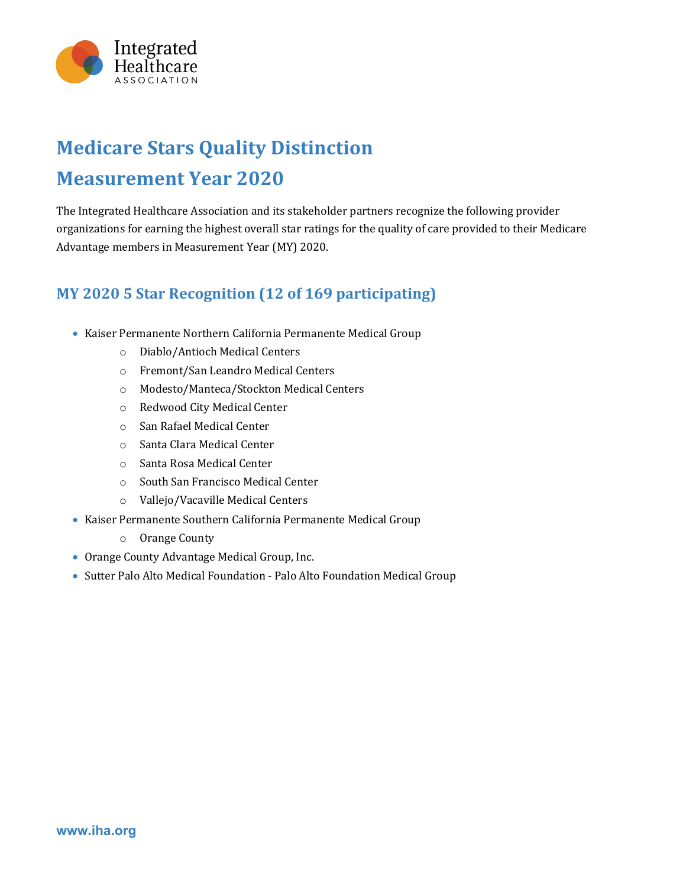# Medicare Stars Quality Distinction

# Measurement Year 2020

The Integrated Healthcare Association and its stakeholder partners recognize the following provider organizations for earning the highest overall star ratings for the quality of care provided to their Medicare Advantage members in Measurement Year (MY) 2020.

## MY 2020 5 Star Recognition (12 of 169 participating)

- Kaiser Permanente Northern California Permanente Medical Group
  - Diablo/Antioch Medical Centers
  - Fremont/San Leandro Medical Centers
  - Modesto/Manteca/Stockton Medical Centers
  - Redwood City Medical Center
  - San Rafael Medical Center
  - Santa Clara Medical Center
  - Santa Rosa Medical Center
  - South San Francisco Medical Center
  - Vallejo/Vacaville Medical Centers
- Kaiser Permanente Southern California Permanente Medical Group
  - Orange County
- Orange County Advantage Medical Group, Inc.
- Sutter Palo Alto Medical Foundation - Palo Alto Foundation Medical Group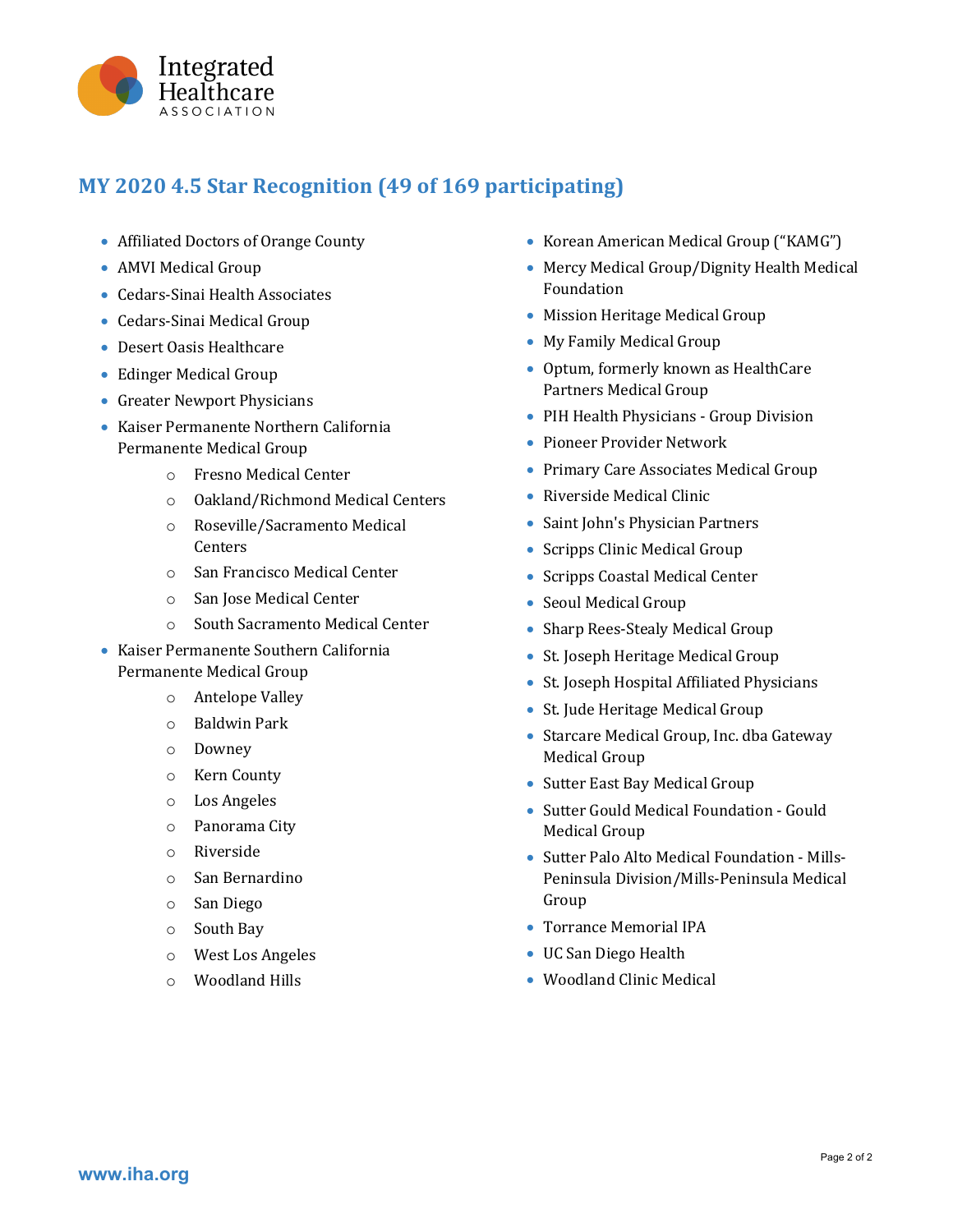## MY 2020 4.5 Star Recognition (49 of 169 participating)

- Affiliated Doctors of Orange County
- AMVI Medical Group
- Cedars-Sinai Health Associates
- Cedars-Sinai Medical Group
- Desert Oasis Healthcare
- Edinger Medical Group
- Greater Newport Physicians
- Kaiser Permanente Northern California Permanente Medical Group
  - Fresno Medical Center
  - Oakland/Richmond Medical Centers
  - Roseville/Sacramento Medical Centers
  - San Francisco Medical Center
  - San Jose Medical Center
  - South Sacramento Medical Center
- Kaiser Permanente Southern California Permanente Medical Group
  - Antelope Valley
  - Baldwin Park
  - Downey
  - Kern County
  - Los Angeles
  - Panorama City
  - Riverside
  - San Bernardino
  - San Diego
  - South Bay
  - West Los Angeles
  - Woodland Hills
- Korean American Medical Group ("KAMG")
- Mercy Medical Group/Dignity Health Medical Foundation
- Mission Heritage Medical Group
- My Family Medical Group
- Optum, formerly known as HealthCare Partners Medical Group
- PIH Health Physicians - Group Division
- Pioneer Provider Network
- Primary Care Associates Medical Group
- Riverside Medical Clinic
- Saint John's Physician Partners
- Scripps Clinic Medical Group
- Scripps Coastal Medical Center
- Seoul Medical Group
- Sharp Rees-Stealy Medical Group
- St. Joseph Heritage Medical Group
- St. Joseph Hospital Affiliated Physicians
- St. Jude Heritage Medical Group
- Starcare Medical Group, Inc. dba Gateway Medical Group
- Sutter East Bay Medical Group
- Sutter Gould Medical Foundation - Gould Medical Group
- Sutter Palo Alto Medical Foundation - Mills-Peninsula Division/Mills-Peninsula Medical Group
- Torrance Memorial IPA
- UC San Diego Health
- Woodland Clinic Medical